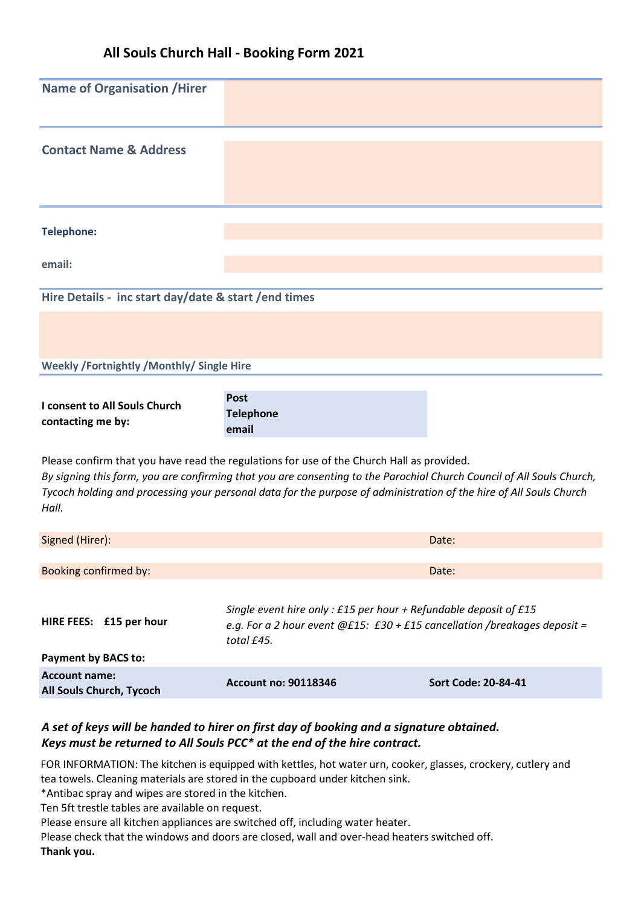# All Souls Church Hall - Booking Form 2021

| | |
|---|---|
| **Name of Organisation /Hirer** | |
| **Contact Name & Address** | |
| **Telephone:** | |
| **email:** | |

**Hire Details - inc start day/date & start /end times**

**Weekly /Fortnightly /Monthly/ Single Hire**

| | |
|---|---|
| **I consent to All Souls Church contacting me by:** | **Post**<br>**Telephone**<br>**email** |

Please confirm that you have read the regulations for use of the Church Hall as provided.

*By signing this form, you are confirming that you are consenting to the Parochial Church Council of All Souls Church, Tycoch holding and processing your personal data for the purpose of administration of the hire of All Souls Church Hall.*

| | |
|---|---|
| Signed (Hirer): | Date: |
| Booking confirmed by: | Date: |

**HIRE FEES: £15 per hour**

*Single event hire only : £15 per hour + Refundable deposit of £15*
*e.g. For a 2 hour event @£15: £30 + £15 cancellation /breakages deposit = total £45.*

**Payment by BACS to:**

| **Account name: All Souls Church, Tycoch** | **Account no: 90118346** | **Sort Code: 20-84-41** |
|---|---|---|

***A set of keys will be handed to hirer on first day of booking and a signature obtained.***
***Keys must be returned to All Souls PCC* at the end of the hire contract.***

FOR INFORMATION: The kitchen is equipped with kettles, hot water urn, cooker, glasses, crockery, cutlery and tea towels. Cleaning materials are stored in the cupboard under kitchen sink.
*Antibac spray and wipes are stored in the kitchen.
Ten 5ft trestle tables are available on request.
Please ensure all kitchen appliances are switched off, including water heater.
Please check that the windows and doors are closed, wall and over-head heaters switched off.
**Thank you.**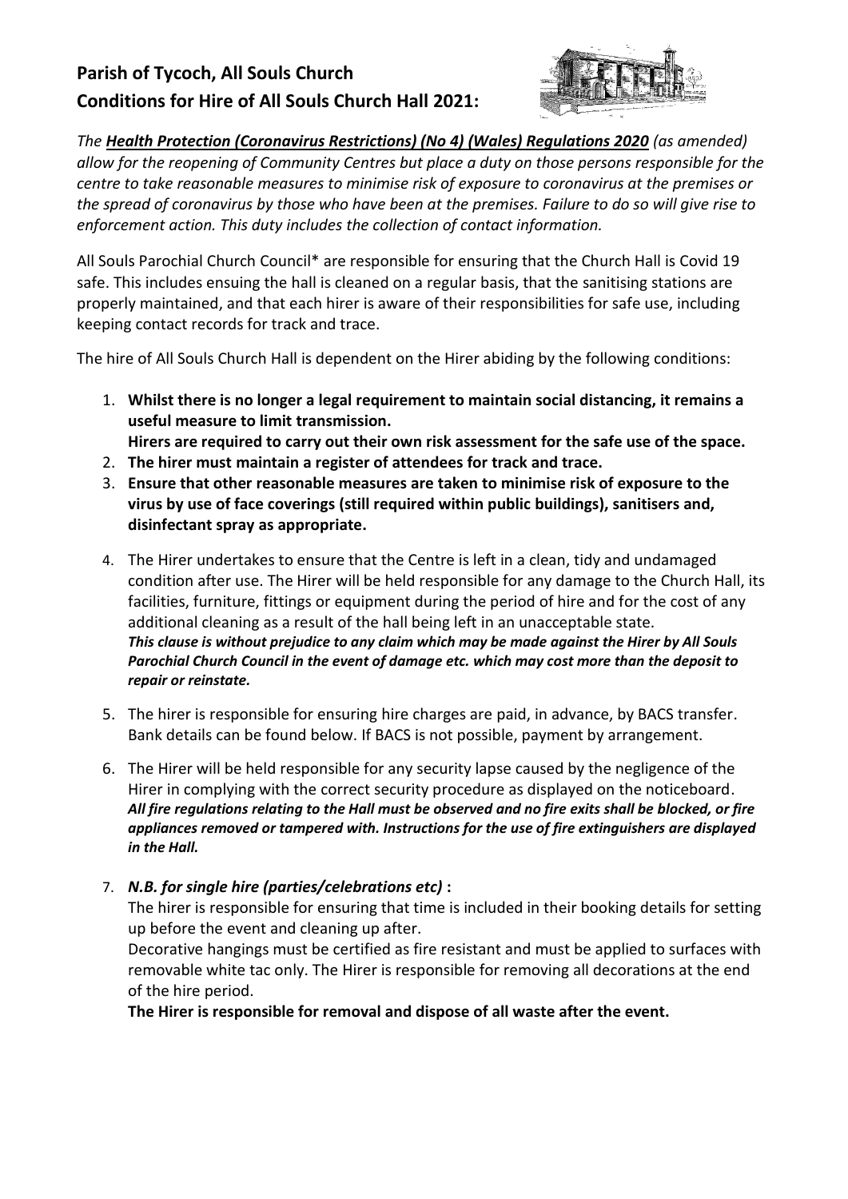# Parish of Tycoch, All Souls Church
# Conditions for Hire of All Souls Church Hall 2021:

*The* ***Health Protection (Coronavirus Restrictions) (No 4) (Wales) Regulations 2020*** *(as amended) allow for the reopening of Community Centres but place a duty on those persons responsible for the centre to take reasonable measures to minimise risk of exposure to coronavirus at the premises or the spread of coronavirus by those who have been at the premises. Failure to do so will give rise to enforcement action. This duty includes the collection of contact information.*

All Souls Parochial Church Council* are responsible for ensuring that the Church Hall is Covid 19 safe. This includes ensuing the hall is cleaned on a regular basis, that the sanitising stations are properly maintained, and that each hirer is aware of their responsibilities for safe use, including keeping contact records for track and trace.

The hire of All Souls Church Hall is dependent on the Hirer abiding by the following conditions:

1. **Whilst there is no longer a legal requirement to maintain social distancing, it remains a useful measure to limit transmission.**
   **Hirers are required to carry out their own risk assessment for the safe use of the space.**
2. **The hirer must maintain a register of attendees for track and trace.**
3. **Ensure that other reasonable measures are taken to minimise risk of exposure to the virus by use of face coverings (still required within public buildings), sanitisers and, disinfectant spray as appropriate.**
4. The Hirer undertakes to ensure that the Centre is left in a clean, tidy and undamaged condition after use. The Hirer will be held responsible for any damage to the Church Hall, its facilities, furniture, fittings or equipment during the period of hire and for the cost of any additional cleaning as a result of the hall being left in an unacceptable state.
   ***This clause is without prejudice to any claim which may be made against the Hirer by All Souls Parochial Church Council in the event of damage etc. which may cost more than the deposit to repair or reinstate.***
5. The hirer is responsible for ensuring hire charges are paid, in advance, by BACS transfer. Bank details can be found below. If BACS is not possible, payment by arrangement.
6. The Hirer will be held responsible for any security lapse caused by the negligence of the Hirer in complying with the correct security procedure as displayed on the noticeboard.
   ***All fire regulations relating to the Hall must be observed and no fire exits shall be blocked, or fire appliances removed or tampered with. Instructions for the use of fire extinguishers are displayed in the Hall.***
7. ***N.B. for single hire (parties/celebrations etc)*** **:**
   The hirer is responsible for ensuring that time is included in their booking details for setting up before the event and cleaning up after.
   Decorative hangings must be certified as fire resistant and must be applied to surfaces with removable white tac only. The Hirer is responsible for removing all decorations at the end of the hire period.
   **The Hirer is responsible for removal and dispose of all waste after the event.**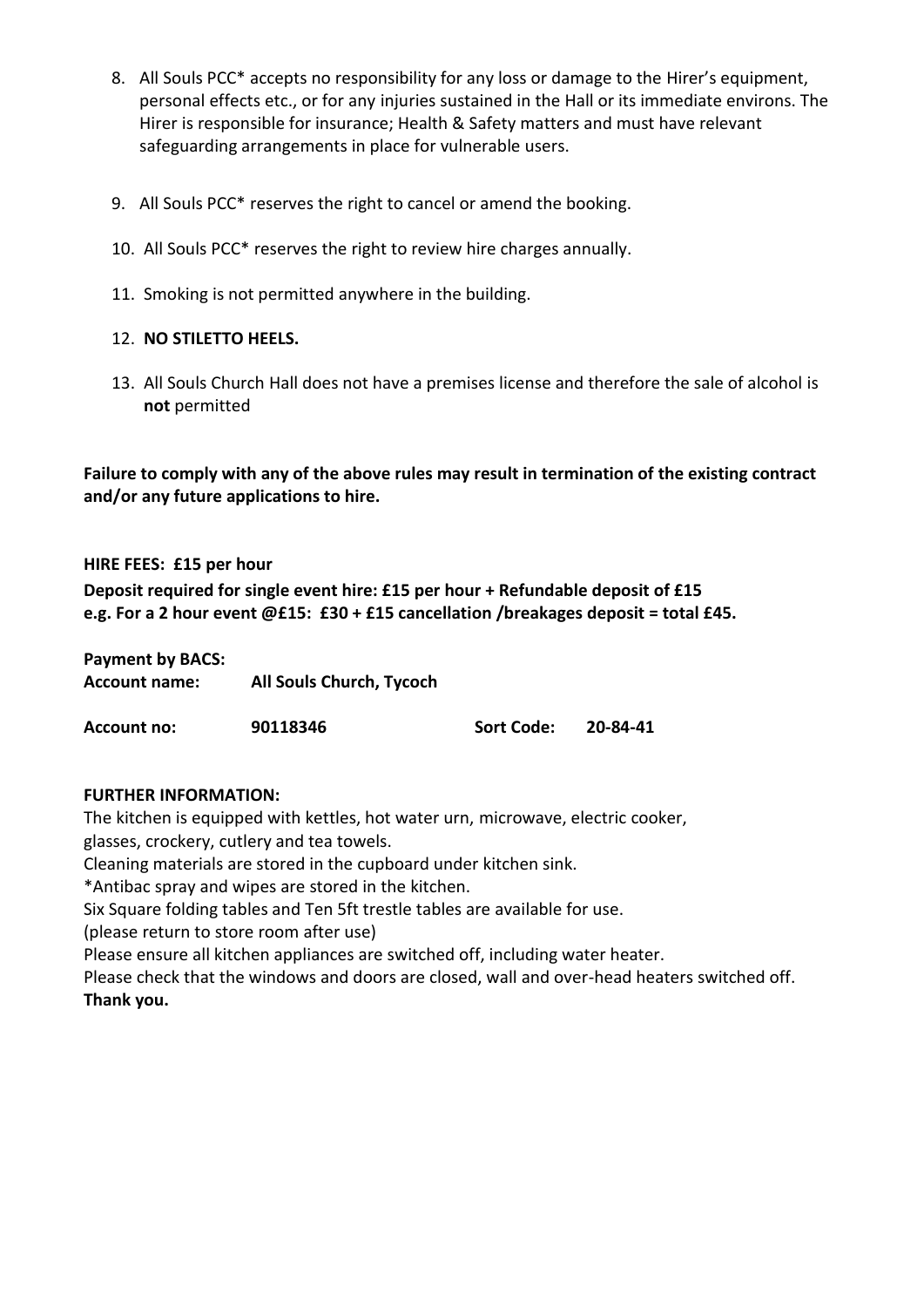8. All Souls PCC* accepts no responsibility for any loss or damage to the Hirer's equipment, personal effects etc., or for any injuries sustained in the Hall or its immediate environs. The Hirer is responsible for insurance; Health & Safety matters and must have relevant safeguarding arrangements in place for vulnerable users.

9. All Souls PCC* reserves the right to cancel or amend the booking.

10. All Souls PCC* reserves the right to review hire charges annually.

11. Smoking is not permitted anywhere in the building.

12. **NO STILETTO HEELS.**

13. All Souls Church Hall does not have a premises license and therefore the sale of alcohol is **not** permitted

**Failure to comply with any of the above rules may result in termination of the existing contract and/or any future applications to hire.**

**HIRE FEES: £15 per hour**

**Deposit required for single event hire: £15 per hour + Refundable deposit of £15**
**e.g. For a 2 hour event @£15: £30 + £15 cancellation /breakages deposit = total £45.**

**Payment by BACS:**
**Account name:** **All Souls Church, Tycoch**

**Account no:** **90118346** **Sort Code:** **20-84-41**

**FURTHER INFORMATION:**

The kitchen is equipped with kettles, hot water urn, microwave, electric cooker, glasses, crockery, cutlery and tea towels.
Cleaning materials are stored in the cupboard under kitchen sink.
*Antibac spray and wipes are stored in the kitchen.
Six Square folding tables and Ten 5ft trestle tables are available for use.
(please return to store room after use)
Please ensure all kitchen appliances are switched off, including water heater.
Please check that the windows and doors are closed, wall and over-head heaters switched off.
**Thank you.**